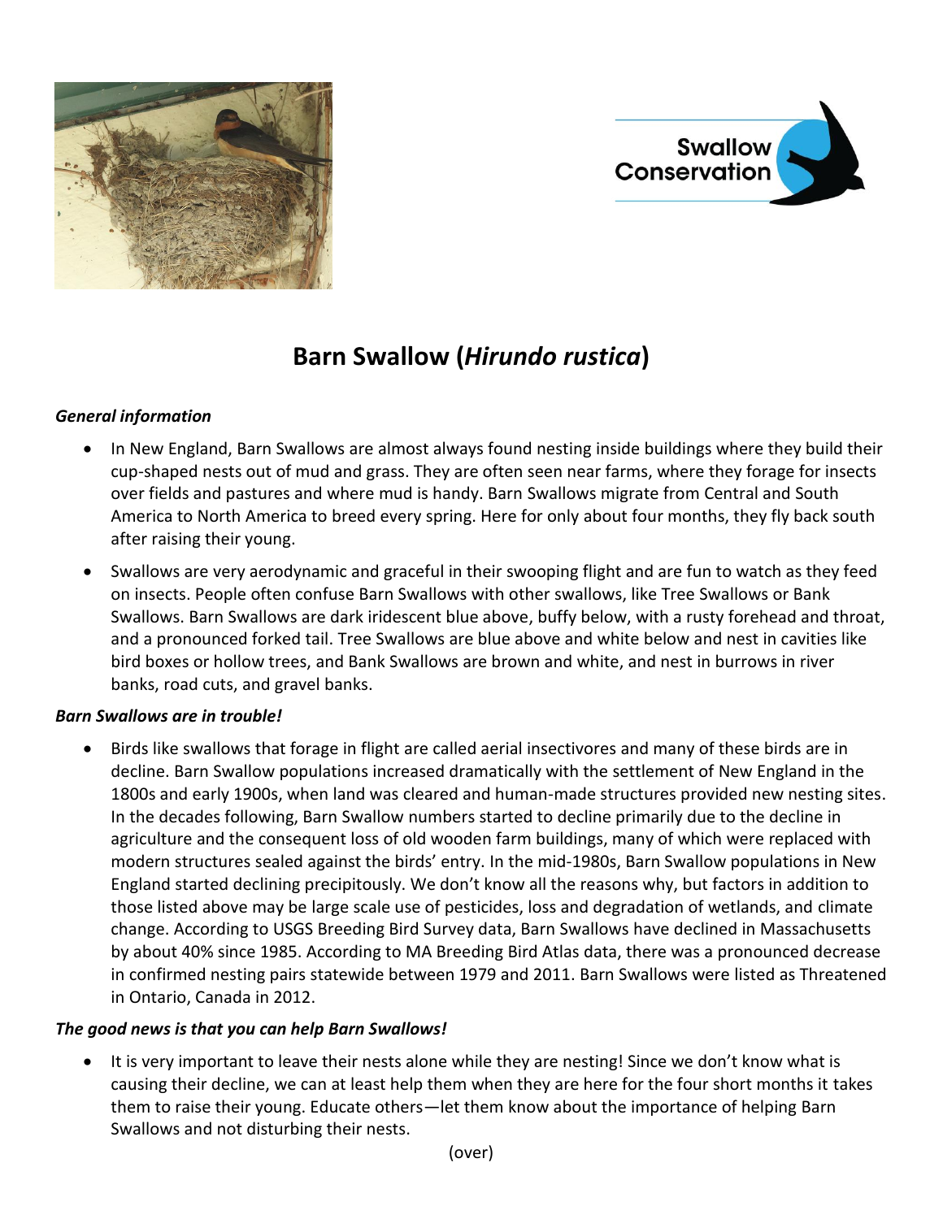Swallow Conservation

# Barn Swallow (*Hirundo rustica*)

***General information***

- In New England, Barn Swallows are almost always found nesting inside buildings where they build their cup-shaped nests out of mud and grass. They are often seen near farms, where they forage for insects over fields and pastures and where mud is handy. Barn Swallows migrate from Central and South America to North America to breed every spring. Here for only about four months, they fly back south after raising their young.
- Swallows are very aerodynamic and graceful in their swooping flight and are fun to watch as they feed on insects. People often confuse Barn Swallows with other swallows, like Tree Swallows or Bank Swallows. Barn Swallows are dark iridescent blue above, buffy below, with a rusty forehead and throat, and a pronounced forked tail. Tree Swallows are blue above and white below and nest in cavities like bird boxes or hollow trees, and Bank Swallows are brown and white, and nest in burrows in river banks, road cuts, and gravel banks.

***Barn Swallows are in trouble!***

- Birds like swallows that forage in flight are called aerial insectivores and many of these birds are in decline. Barn Swallow populations increased dramatically with the settlement of New England in the 1800s and early 1900s, when land was cleared and human-made structures provided new nesting sites. In the decades following, Barn Swallow numbers started to decline primarily due to the decline in agriculture and the consequent loss of old wooden farm buildings, many of which were replaced with modern structures sealed against the birds' entry. In the mid-1980s, Barn Swallow populations in New England started declining precipitously. We don't know all the reasons why, but factors in addition to those listed above may be large scale use of pesticides, loss and degradation of wetlands, and climate change. According to USGS Breeding Bird Survey data, Barn Swallows have declined in Massachusetts by about 40% since 1985. According to MA Breeding Bird Atlas data, there was a pronounced decrease in confirmed nesting pairs statewide between 1979 and 2011. Barn Swallows were listed as Threatened in Ontario, Canada in 2012.

***The good news is that you can help Barn Swallows!***

- It is very important to leave their nests alone while they are nesting! Since we don't know what is causing their decline, we can at least help them when they are here for the four short months it takes them to raise their young. Educate others—let them know about the importance of helping Barn Swallows and not disturbing their nests.

(over)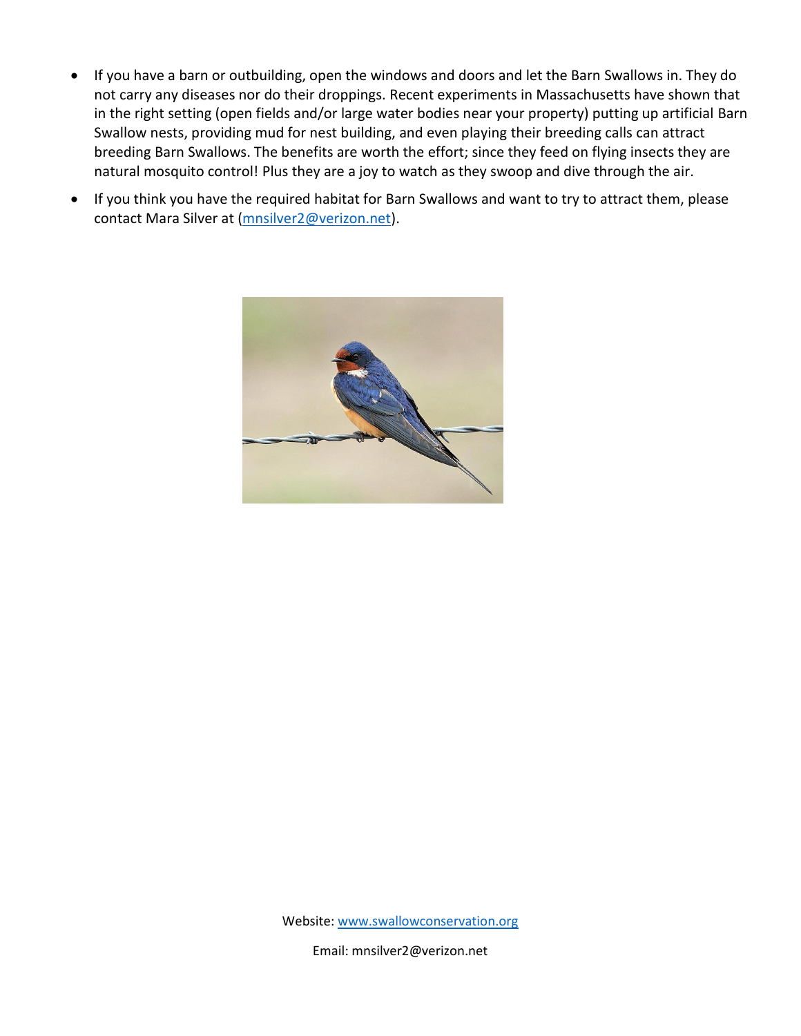- If you have a barn or outbuilding, open the windows and doors and let the Barn Swallows in. They do not carry any diseases nor do their droppings. Recent experiments in Massachusetts have shown that in the right setting (open fields and/or large water bodies near your property) putting up artificial Barn Swallow nests, providing mud for nest building, and even playing their breeding calls can attract breeding Barn Swallows. The benefits are worth the effort; since they feed on flying insects they are natural mosquito control! Plus they are a joy to watch as they swoop and dive through the air.
- If you think you have the required habitat for Barn Swallows and want to try to attract them, please contact Mara Silver at (mnsilver2@verizon.net).

Website: www.swallowconservation.org

Email: mnsilver2@verizon.net